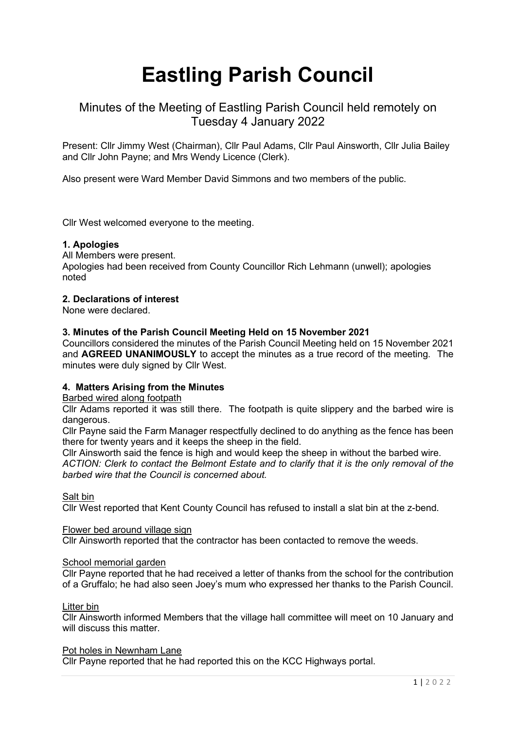# Eastling Parish Council

## Minutes of the Meeting of Eastling Parish Council held remotely on Tuesday 4 January 2022

Present: Cllr Jimmy West (Chairman), Cllr Paul Adams, Cllr Paul Ainsworth, Cllr Julia Bailey and Cllr John Payne; and Mrs Wendy Licence (Clerk).

Also present were Ward Member David Simmons and two members of the public.

Cllr West welcomed everyone to the meeting.

### 1. Apologies

All Members were present.
Apologies had been received from County Councillor Rich Lehmann (unwell); apologies noted

### 2. Declarations of interest

None were declared.

### 3. Minutes of the Parish Council Meeting Held on 15 November 2021

Councillors considered the minutes of the Parish Council Meeting held on 15 November 2021 and **AGREED UNANIMOUSLY** to accept the minutes as a true record of the meeting. The minutes were duly signed by Cllr West.

### 4. Matters Arising from the Minutes

Barbed wired along footpath

Cllr Adams reported it was still there. The footpath is quite slippery and the barbed wire is dangerous.

Cllr Payne said the Farm Manager respectfully declined to do anything as the fence has been there for twenty years and it keeps the sheep in the field.

Cllr Ainsworth said the fence is high and would keep the sheep in without the barbed wire.

*ACTION: Clerk to contact the Belmont Estate and to clarify that it is the only removal of the barbed wire that the Council is concerned about.*

Salt bin

Cllr West reported that Kent County Council has refused to install a slat bin at the z-bend.

Flower bed around village sign

Cllr Ainsworth reported that the contractor has been contacted to remove the weeds.

School memorial garden

Cllr Payne reported that he had received a letter of thanks from the school for the contribution of a Gruffalo; he had also seen Joey's mum who expressed her thanks to the Parish Council.

Litter bin

Cllr Ainsworth informed Members that the village hall committee will meet on 10 January and will discuss this matter.

Pot holes in Newnham Lane

Cllr Payne reported that he had reported this on the KCC Highways portal.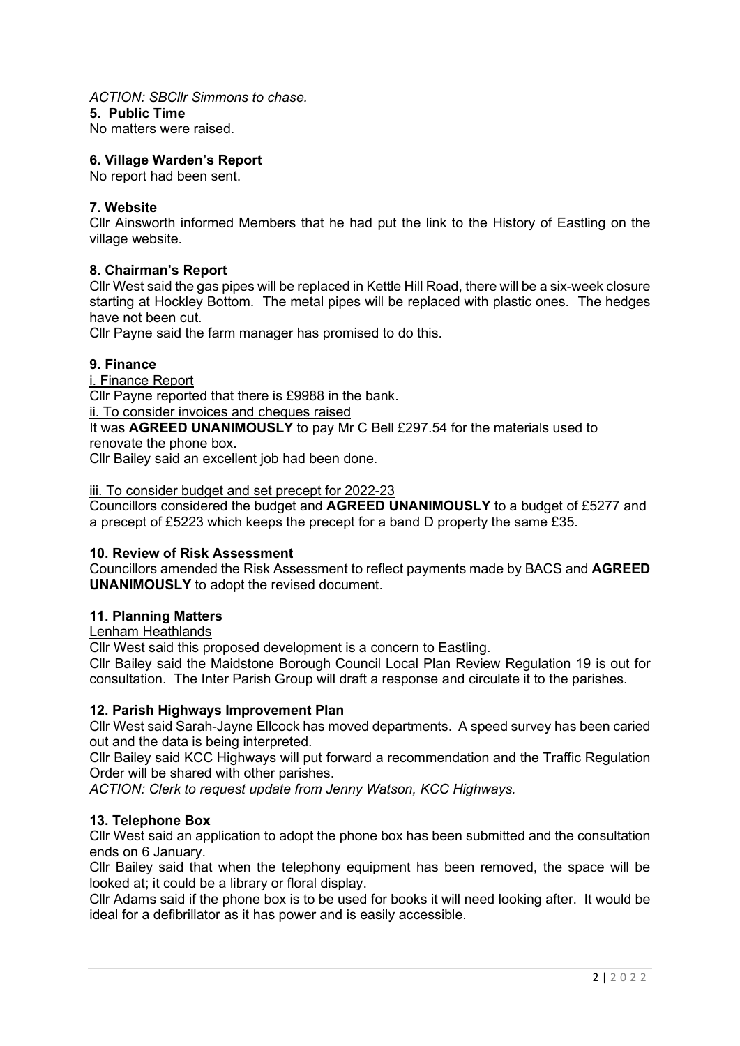*ACTION: SBCllr Simmons to chase.*

**5. Public Time**

No matters were raised.

**6. Village Warden's Report**

No report had been sent.

**7. Website**

Cllr Ainsworth informed Members that he had put the link to the History of Eastling on the village website.

**8. Chairman's Report**

Cllr West said the gas pipes will be replaced in Kettle Hill Road, there will be a six-week closure starting at Hockley Bottom. The metal pipes will be replaced with plastic ones. The hedges have not been cut.

Cllr Payne said the farm manager has promised to do this.

**9. Finance**

<u>i. Finance Report</u>

Cllr Payne reported that there is £9988 in the bank.

<u>ii. To consider invoices and cheques raised</u>

It was **AGREED UNANIMOUSLY** to pay Mr C Bell £297.54 for the materials used to renovate the phone box.

Cllr Bailey said an excellent job had been done.

<u>iii. To consider budget and set precept for 2022-23</u>

Councillors considered the budget and **AGREED UNANIMOUSLY** to a budget of £5277 and a precept of £5223 which keeps the precept for a band D property the same £35.

**10. Review of Risk Assessment**

Councillors amended the Risk Assessment to reflect payments made by BACS and **AGREED UNANIMOUSLY** to adopt the revised document.

**11. Planning Matters**

<u>Lenham Heathlands</u>

Cllr West said this proposed development is a concern to Eastling.

Cllr Bailey said the Maidstone Borough Council Local Plan Review Regulation 19 is out for consultation. The Inter Parish Group will draft a response and circulate it to the parishes.

**12. Parish Highways Improvement Plan**

Cllr West said Sarah-Jayne Ellcock has moved departments. A speed survey has been caried out and the data is being interpreted.

Cllr Bailey said KCC Highways will put forward a recommendation and the Traffic Regulation Order will be shared with other parishes.

*ACTION: Clerk to request update from Jenny Watson, KCC Highways.*

**13. Telephone Box**

Cllr West said an application to adopt the phone box has been submitted and the consultation ends on 6 January.

Cllr Bailey said that when the telephony equipment has been removed, the space will be looked at; it could be a library or floral display.

Cllr Adams said if the phone box is to be used for books it will need looking after. It would be ideal for a defibrillator as it has power and is easily accessible.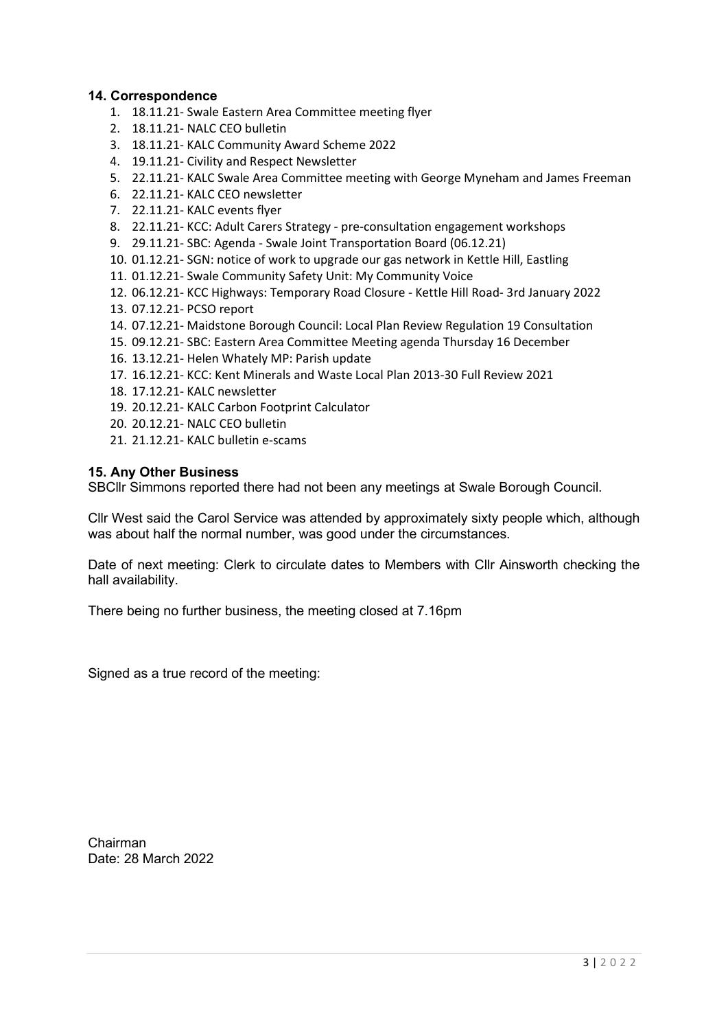## 14. Correspondence

1. 18.11.21- Swale Eastern Area Committee meeting flyer
2. 18.11.21- NALC CEO bulletin
3. 18.11.21- KALC Community Award Scheme 2022
4. 19.11.21- Civility and Respect Newsletter
5. 22.11.21- KALC Swale Area Committee meeting with George Myneham and James Freeman
6. 22.11.21- KALC CEO newsletter
7. 22.11.21- KALC events flyer
8. 22.11.21- KCC: Adult Carers Strategy - pre-consultation engagement workshops
9. 29.11.21- SBC: Agenda - Swale Joint Transportation Board (06.12.21)
10. 01.12.21- SGN: notice of work to upgrade our gas network in Kettle Hill, Eastling
11. 01.12.21- Swale Community Safety Unit: My Community Voice
12. 06.12.21- KCC Highways: Temporary Road Closure - Kettle Hill Road- 3rd January 2022
13. 07.12.21- PCSO report
14. 07.12.21- Maidstone Borough Council: Local Plan Review Regulation 19 Consultation
15. 09.12.21- SBC: Eastern Area Committee Meeting agenda Thursday 16 December
16. 13.12.21- Helen Whately MP: Parish update
17. 16.12.21- KCC: Kent Minerals and Waste Local Plan 2013-30 Full Review 2021
18. 17.12.21- KALC newsletter
19. 20.12.21- KALC Carbon Footprint Calculator
20. 20.12.21- NALC CEO bulletin
21. 21.12.21- KALC bulletin e-scams

## 15. Any Other Business

SBCllr Simmons reported there had not been any meetings at Swale Borough Council.

Cllr West said the Carol Service was attended by approximately sixty people which, although was about half the normal number, was good under the circumstances.

Date of next meeting: Clerk to circulate dates to Members with Cllr Ainsworth checking the hall availability.

There being no further business, the meeting closed at 7.16pm

Signed as a true record of the meeting:

Chairman
Date: 28 March 2022